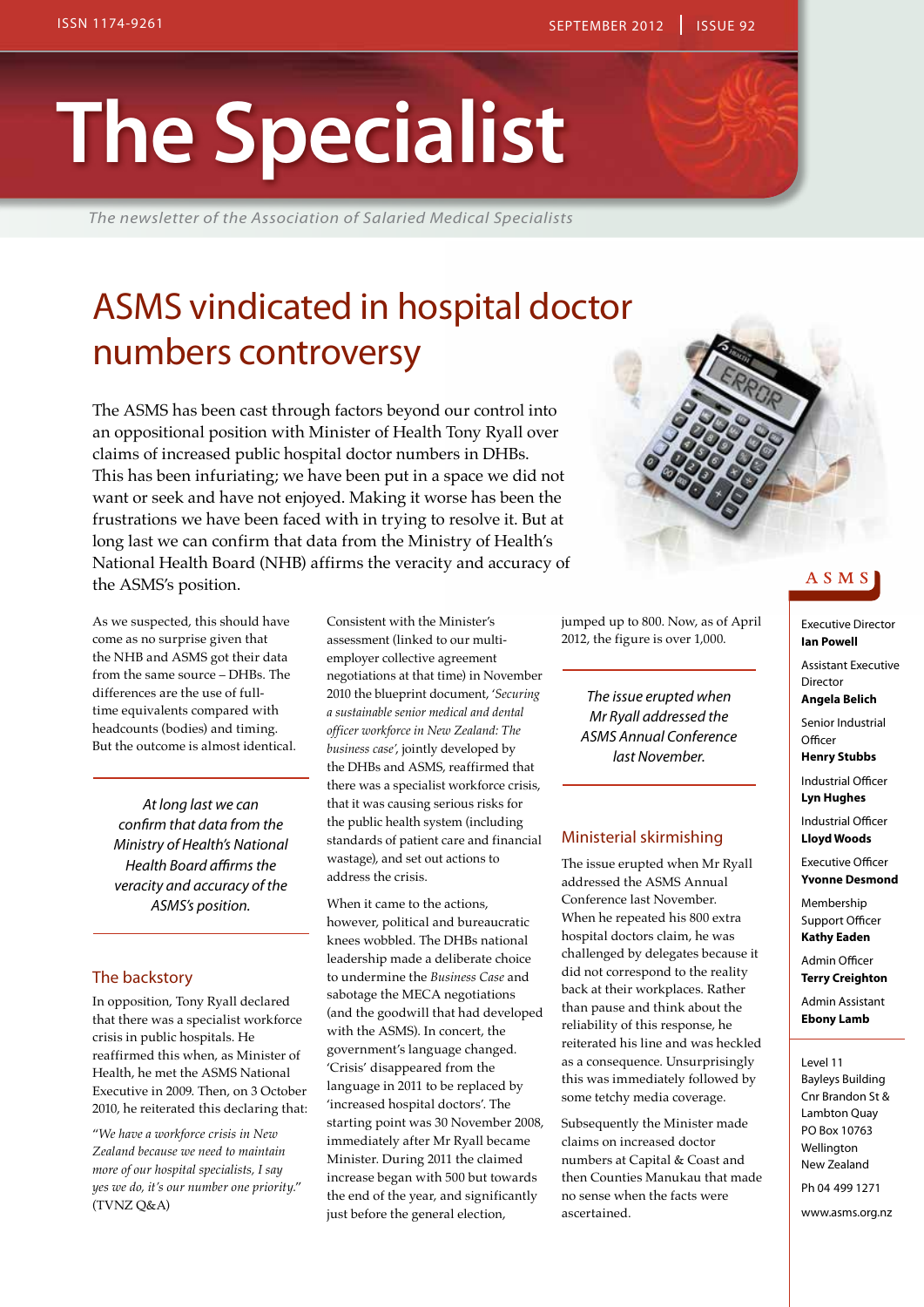ISSN 1174-9261

SEPTEMBER 2012 | ISSUE 92

# The Specialist

*The newsletter of the Association of Salaried Medical Specialists*

## ASMS vindicated in hospital doctor numbers controversy

The ASMS has been cast through factors beyond our control into an oppositional position with Minister of Health Tony Ryall over claims of increased public hospital doctor numbers in DHBs. This has been infuriating; we have been put in a space we did not want or seek and have not enjoyed. Making it worse has been the frustrations we have been faced with in trying to resolve it. But at long last we can confirm that data from the Ministry of Health's National Health Board (NHB) affirms the veracity and accuracy of the ASMS's position.

As we suspected, this should have come as no surprise given that the NHB and ASMS got their data from the same source – DHBs. The differences are the use of full-time equivalents compared with headcounts (bodies) and timing. But the outcome is almost identical.

> *At long last we can confirm that data from the Ministry of Health's National Health Board affirms the veracity and accuracy of the ASMS's position.*

### The backstory

In opposition, Tony Ryall declared that there was a specialist workforce crisis in public hospitals. He reaffirmed this when, as Minister of Health, he met the ASMS National Executive in 2009. Then, on 3 October 2010, he reiterated this declaring that:

"*We have a workforce crisis in New Zealand because we need to maintain more of our hospital specialists, I say yes we do, it's our number one priority.*" (TVNZ Q&A)

Consistent with the Minister's assessment (linked to our multi-employer collective agreement negotiations at that time) in November 2010 the blueprint document, '*Securing a sustainable senior medical and dental officer workforce in New Zealand: The business case*', jointly developed by the DHBs and ASMS, reaffirmed that there was a specialist workforce crisis, that it was causing serious risks for the public health system (including standards of patient care and financial wastage), and set out actions to address the crisis.

When it came to the actions, however, political and bureaucratic knees wobbled. The DHBs national leadership made a deliberate choice to undermine the *Business Case* and sabotage the MECA negotiations (and the goodwill that had developed with the ASMS). In concert, the government's language changed. 'Crisis' disappeared from the language in 2011 to be replaced by 'increased hospital doctors'. The starting point was 30 November 2008, immediately after Mr Ryall became Minister. During 2011 the claimed increase began with 500 but towards the end of the year, and significantly just before the general election, jumped up to 800. Now, as of April 2012, the figure is over 1,000.

> *The issue erupted when Mr Ryall addressed the ASMS Annual Conference last November.*

### Ministerial skirmishing

The issue erupted when Mr Ryall addressed the ASMS Annual Conference last November. When he repeated his 800 extra hospital doctors claim, he was challenged by delegates because it did not correspond to the reality back at their workplaces. Rather than pause and think about the reliability of this response, he reiterated his line and was heckled as a consequence. Unsurprisingly this was immediately followed by some tetchy media coverage.

Subsequently the Minister made claims on increased doctor numbers at Capital & Coast and then Counties Manukau that made no sense when the facts were ascertained.

---

**ASMS**

Executive Director
**Ian Powell**

Assistant Executive Director
**Angela Belich**

Senior Industrial Officer
**Henry Stubbs**

Industrial Officer
**Lyn Hughes**

Industrial Officer
**Lloyd Woods**

Executive Officer
**Yvonne Desmond**

Membership Support Officer
**Kathy Eaden**

Admin Officer
**Terry Creighton**

Admin Assistant
**Ebony Lamb**

Level 11
Bayleys Building
Cnr Brandon St & Lambton Quay
PO Box 10763
Wellington
New Zealand

Ph 04 499 1271

www.asms.org.nz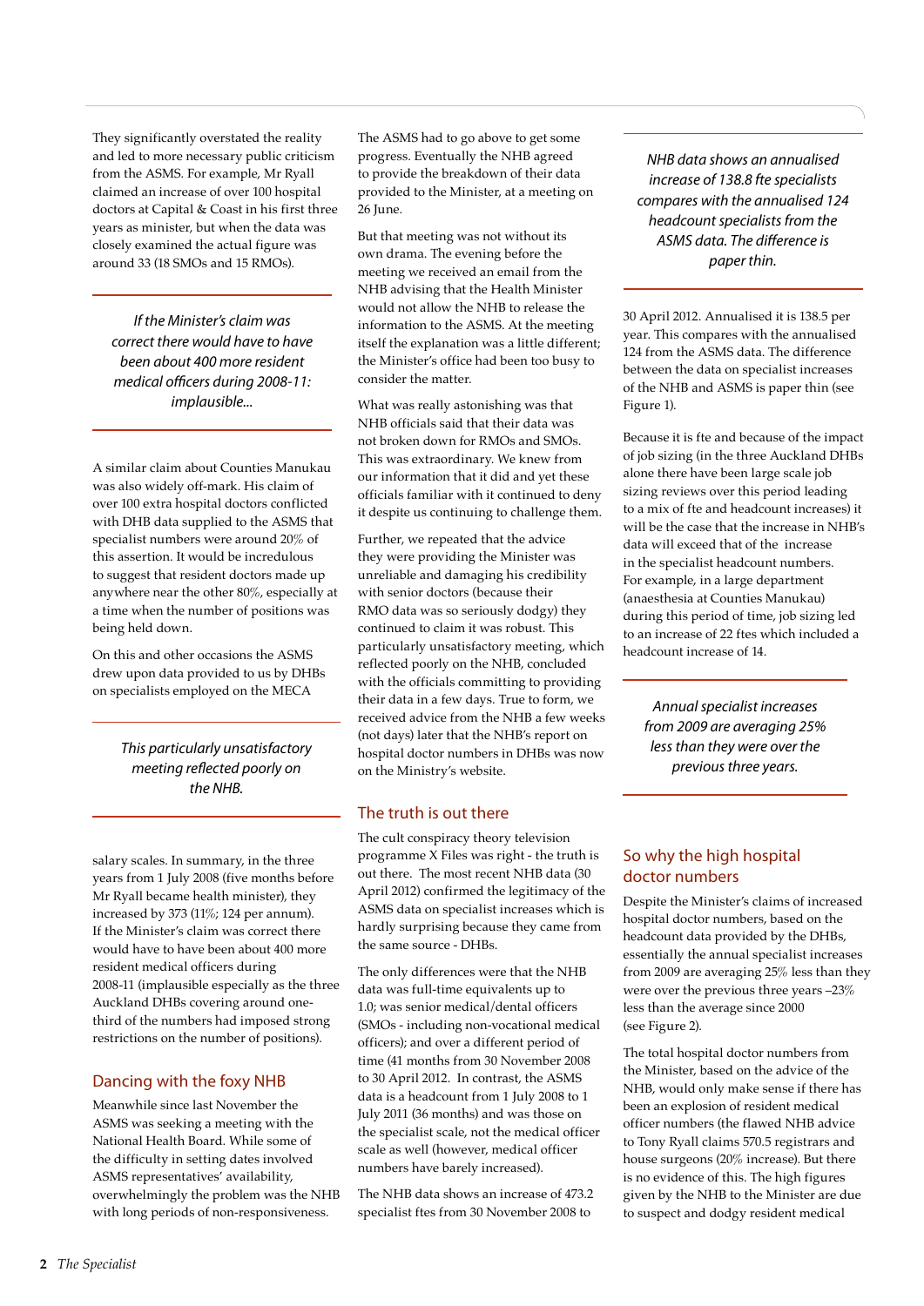They significantly overstated the reality and led to more necessary public criticism from the ASMS. For example, Mr Ryall claimed an increase of over 100 hospital doctors at Capital & Coast in his first three years as minister, but when the data was closely examined the actual figure was around 33 (18 SMOs and 15 RMOs).

*If the Minister's claim was correct there would have to have been about 400 more resident medical officers during 2008-11: implausible...*

A similar claim about Counties Manukau was also widely off-mark. His claim of over 100 extra hospital doctors conflicted with DHB data supplied to the ASMS that specialist numbers were around 20% of this assertion. It would be incredulous to suggest that resident doctors made up anywhere near the other 80%, especially at a time when the number of positions was being held down.

On this and other occasions the ASMS drew upon data provided to us by DHBs on specialists employed on the MECA salary scales. In summary, in the three years from 1 July 2008 (five months before Mr Ryall became health minister), they increased by 373 (11%; 124 per annum). If the Minister's claim was correct there would have to have been about 400 more resident medical officers during 2008-11 (implausible especially as the three Auckland DHBs covering around one-third of the numbers had imposed strong restrictions on the number of positions).

*This particularly unsatisfactory meeting reflected poorly on the NHB.*

## Dancing with the foxy NHB

Meanwhile since last November the ASMS was seeking a meeting with the National Health Board. While some of the difficulty in setting dates involved ASMS representatives' availability, overwhelmingly the problem was the NHB with long periods of non-responsiveness.

The ASMS had to go above to get some progress. Eventually the NHB agreed to provide the breakdown of their data provided to the Minister, at a meeting on 26 June.

But that meeting was not without its own drama. The evening before the meeting we received an email from the NHB advising that the Health Minister would not allow the NHB to release the information to the ASMS. At the meeting itself the explanation was a little different; the Minister's office had been too busy to consider the matter.

What was really astonishing was that NHB officials said that their data was not broken down for RMOs and SMOs. This was extraordinary. We knew from our information that it did and yet these officials familiar with it continued to deny it despite us continuing to challenge them.

Further, we repeated that the advice they were providing the Minister was unreliable and damaging his credibility with senior doctors (because their RMO data was so seriously dodgy) they continued to claim it was robust. This particularly unsatisfactory meeting, which reflected poorly on the NHB, concluded with the officials committing to providing their data in a few days. True to form, we received advice from the NHB a few weeks (not days) later that the NHB's report on hospital doctor numbers in DHBs was now on the Ministry's website.

## The truth is out there

The cult conspiracy theory television programme X Files was right - the truth is out there. The most recent NHB data (30 April 2012) confirmed the legitimacy of the ASMS data on specialist increases which is hardly surprising because they came from the same source - DHBs.

The only differences were that the NHB data was full-time equivalents up to 1.0; was senior medical/dental officers (SMOs - including non-vocational medical officers); and over a different period of time (41 months from 30 November 2008 to 30 April 2012. In contrast, the ASMS data is a headcount from 1 July 2008 to 1 July 2011 (36 months) and was those on the specialist scale, not the medical officer scale as well (however, medical officer numbers have barely increased).

The NHB data shows an increase of 473.2 specialist ftes from 30 November 2008 to 30 April 2012. Annualised it is 138.5 per year. This compares with the annualised 124 from the ASMS data. The difference between the data on specialist increases of the NHB and ASMS is paper thin (see Figure 1).

*NHB data shows an annualised increase of 138.8 fte specialists compares with the annualised 124 headcount specialists from the ASMS data. The difference is paper thin.*

Because it is fte and because of the impact of job sizing (in the three Auckland DHBs alone there have been large scale job sizing reviews over this period leading to a mix of fte and headcount increases) it will be the case that the increase in NHB's data will exceed that of the increase in the specialist headcount numbers. For example, in a large department (anaesthesia at Counties Manukau) during this period of time, job sizing led to an increase of 22 ftes which included a headcount increase of 14.

*Annual specialist increases from 2009 are averaging 25% less than they were over the previous three years.*

## So why the high hospital doctor numbers

Despite the Minister's claims of increased hospital doctor numbers, based on the headcount data provided by the DHBs, essentially the annual specialist increases from 2009 are averaging 25% less than they were over the previous three years –23% less than the average since 2000 (see Figure 2).

The total hospital doctor numbers from the Minister, based on the advice of the NHB, would only make sense if there has been an explosion of resident medical officer numbers (the flawed NHB advice to Tony Ryall claims 570.5 registrars and house surgeons (20% increase). But there is no evidence of this. The high figures given by the NHB to the Minister are due to suspect and dodgy resident medical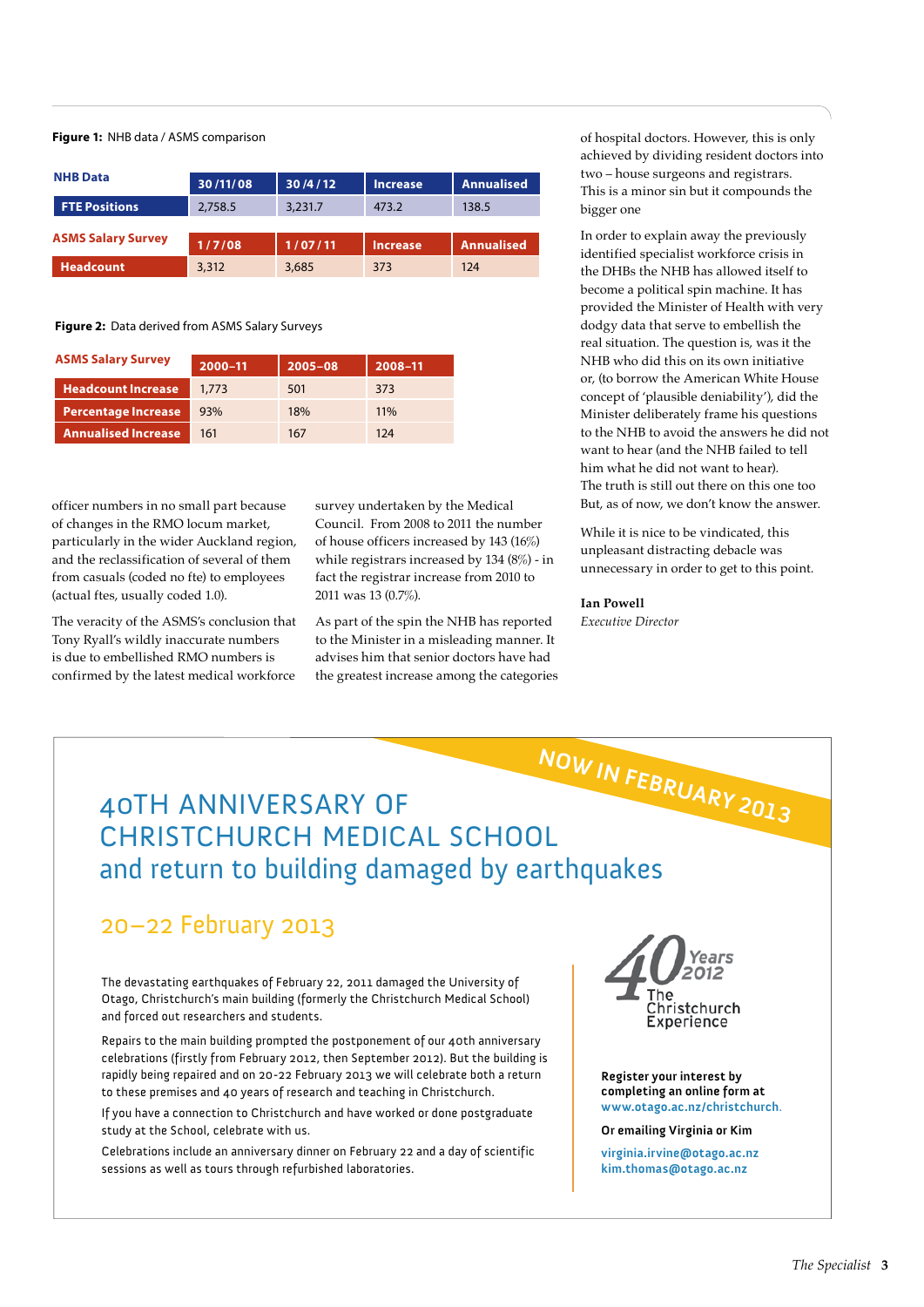**Figure 1:** NHB data / ASMS comparison

| NHB Data | 30/11/08 | 30/4/12 | Increase | Annualised |
|---|---|---|---|---|
| FTE Positions | 2,758.5 | 3,231.7 | 473.2 | 138.5 |

| ASMS Salary Survey | 1/7/08 | 1/07/11 | Increase | Annualised |
|---|---|---|---|---|
| Headcount | 3,312 | 3,685 | 373 | 124 |

**Figure 2:** Data derived from ASMS Salary Surveys

| ASMS Salary Survey | 2000–11 | 2005–08 | 2008–11 |
|---|---|---|---|
| Headcount Increase | 1,773 | 501 | 373 |
| Percentage Increase | 93% | 18% | 11% |
| Annualised Increase | 161 | 167 | 124 |

officer numbers in no small part because of changes in the RMO locum market, particularly in the wider Auckland region, and the reclassification of several of them from casuals (coded no fte) to employees (actual ftes, usually coded 1.0).

The veracity of the ASMS's conclusion that Tony Ryall's wildly inaccurate numbers is due to embellished RMO numbers is confirmed by the latest medical workforce survey undertaken by the Medical Council. From 2008 to 2011 the number of house officers increased by 143 (16%) while registrars increased by 134 (8%) - in fact the registrar increase from 2010 to 2011 was 13 (0.7%).

As part of the spin the NHB has reported to the Minister in a misleading manner. It advises him that senior doctors have had the greatest increase among the categories of hospital doctors. However, this is only achieved by dividing resident doctors into two – house surgeons and registrars. This is a minor sin but it compounds the bigger one

In order to explain away the previously identified specialist workforce crisis in the DHBs the NHB has allowed itself to become a political spin machine. It has provided the Minister of Health with very dodgy data that serve to embellish the real situation. The question is, was it the NHB who did this on its own initiative or, (to borrow the American White House concept of 'plausible deniability'), did the Minister deliberately frame his questions to the NHB to avoid the answers he did not want to hear (and the NHB failed to tell him what he did not want to hear). The truth is still out there on this one too But, as of now, we don't know the answer.

While it is nice to be vindicated, this unpleasant distracting debacle was unnecessary in order to get to this point.

**Ian Powell**
*Executive Director*

---

NOW IN FEBRUARY 2013

# 40TH ANNIVERSARY OF CHRISTCHURCH MEDICAL SCHOOL and return to building damaged by earthquakes

## 20–22 February 2013

The devastating earthquakes of February 22, 2011 damaged the University of Otago, Christchurch's main building (formerly the Christchurch Medical School) and forced out researchers and students.

Repairs to the main building prompted the postponement of our 40th anniversary celebrations (firstly from February 2012, then September 2012). But the building is rapidly being repaired and on 20-22 February 2013 we will celebrate both a return to these premises and 40 years of research and teaching in Christchurch.

If you have a connection to Christchurch and have worked or done postgraduate study at the School, celebrate with us.

Celebrations include an anniversary dinner on February 22 and a day of scientific sessions as well as tours through refurbished laboratories.

40 Years 2012 The Christchurch Experience

**Register your interest by completing an online form at** www.otago.ac.nz/christchurch.

**Or emailing Virginia or Kim**

virginia.irvine@otago.ac.nz
kim.thomas@otago.ac.nz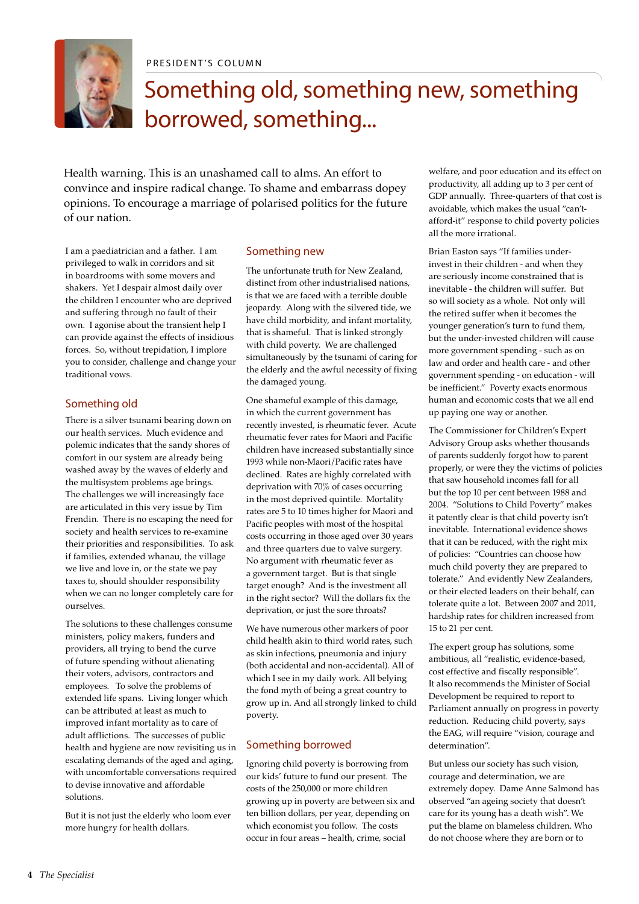PRESIDENT'S COLUMN

# Something old, something new, something borrowed, something...

Health warning. This is an unashamed call to alms. An effort to convince and inspire radical change. To shame and embarrass dopey opinions. To encourage a marriage of polarised politics for the future of our nation.

I am a paediatrician and a father. I am privileged to walk in corridors and sit in boardrooms with some movers and shakers. Yet I despair almost daily over the children I encounter who are deprived and suffering through no fault of their own. I agonise about the transient help I can provide against the effects of insidious forces. So, without trepidation, I implore you to consider, challenge and change your traditional vows.

## Something old

There is a silver tsunami bearing down on our health services. Much evidence and polemic indicates that the sandy shores of comfort in our system are already being washed away by the waves of elderly and the multisystem problems age brings. The challenges we will increasingly face are articulated in this very issue by Tim Frendin. There is no escaping the need for society and health services to re-examine their priorities and responsibilities. To ask if families, extended whanau, the village we live and love in, or the state we pay taxes to, should shoulder responsibility when we can no longer completely care for ourselves.

The solutions to these challenges consume ministers, policy makers, funders and providers, all trying to bend the curve of future spending without alienating their voters, advisors, contractors and employees. To solve the problems of extended life spans. Living longer which can be attributed at least as much to improved infant mortality as to care of adult afflictions. The successes of public health and hygiene are now revisiting us in escalating demands of the aged and aging, with uncomfortable conversations required to devise innovative and affordable solutions.

But it is not just the elderly who loom ever more hungry for health dollars.

## Something new

The unfortunate truth for New Zealand, distinct from other industrialised nations, is that we are faced with a terrible double jeopardy. Along with the silvered tide, we have child morbidity, and infant mortality, that is shameful. That is linked strongly with child poverty. We are challenged simultaneously by the tsunami of caring for the elderly and the awful necessity of fixing the damaged young.

One shameful example of this damage, in which the current government has recently invested, is rheumatic fever. Acute rheumatic fever rates for Maori and Pacific children have increased substantially since 1993 while non-Maori/Pacific rates have declined. Rates are highly correlated with deprivation with 70% of cases occurring in the most deprived quintile. Mortality rates are 5 to 10 times higher for Maori and Pacific peoples with most of the hospital costs occurring in those aged over 30 years and three quarters due to valve surgery. No argument with rheumatic fever as a government target. But is that single target enough? And is the investment all in the right sector? Will the dollars fix the deprivation, or just the sore throats?

We have numerous other markers of poor child health akin to third world rates, such as skin infections, pneumonia and injury (both accidental and non-accidental). All of which I see in my daily work. All belying the fond myth of being a great country to grow up in. And all strongly linked to child poverty.

## Something borrowed

Ignoring child poverty is borrowing from our kids' future to fund our present. The costs of the 250,000 or more children growing up in poverty are between six and ten billion dollars, per year, depending on which economist you follow. The costs occur in four areas – health, crime, social welfare, and poor education and its effect on productivity, all adding up to 3 per cent of GDP annually. Three-quarters of that cost is avoidable, which makes the usual "can't-afford-it" response to child poverty policies all the more irrational.

Brian Easton says "If families under-invest in their children - and when they are seriously income constrained that is inevitable - the children will suffer. But so will society as a whole. Not only will the retired suffer when it becomes the younger generation's turn to fund them, but the under-invested children will cause more government spending - such as on law and order and health care - and other government spending - on education - will be inefficient." Poverty exacts enormous human and economic costs that we all end up paying one way or another.

The Commissioner for Children's Expert Advisory Group asks whether thousands of parents suddenly forgot how to parent properly, or were they the victims of policies that saw household incomes fall for all but the top 10 per cent between 1988 and 2004. "Solutions to Child Poverty" makes it patently clear is that child poverty isn't inevitable. International evidence shows that it can be reduced, with the right mix of policies: "Countries can choose how much child poverty they are prepared to tolerate." And evidently New Zealanders, or their elected leaders on their behalf, can tolerate quite a lot. Between 2007 and 2011, hardship rates for children increased from 15 to 21 per cent.

The expert group has solutions, some ambitious, all "realistic, evidence-based, cost effective and fiscally responsible". It also recommends the Minister of Social Development be required to report to Parliament annually on progress in poverty reduction. Reducing child poverty, says the EAG, will require "vision, courage and determination".

But unless our society has such vision, courage and determination, we are extremely dopey. Dame Anne Salmond has observed "an ageing society that doesn't care for its young has a death wish". We put the blame on blameless children. Who do not choose where they are born or to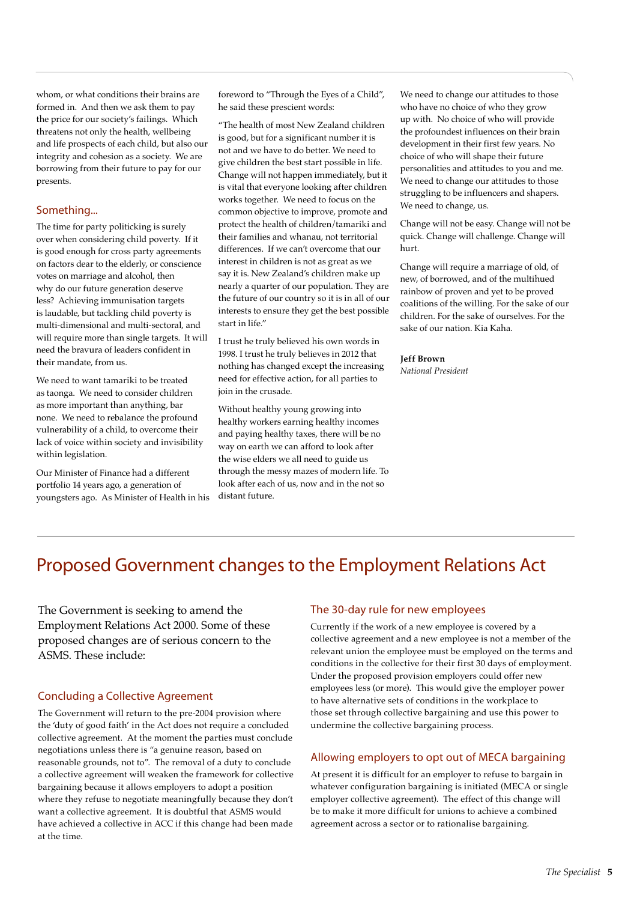whom, or what conditions their brains are formed in. And then we ask them to pay the price for our society's failings. Which threatens not only the health, wellbeing and life prospects of each child, but also our integrity and cohesion as a society. We are borrowing from their future to pay for our presents.

## Something...

The time for party politicking is surely over when considering child poverty. If it is good enough for cross party agreements on factors dear to the elderly, or conscience votes on marriage and alcohol, then why do our future generation deserve less? Achieving immunisation targets is laudable, but tackling child poverty is multi-dimensional and multi-sectoral, and will require more than single targets. It will need the bravura of leaders confident in their mandate, from us.

We need to want tamariki to be treated as taonga. We need to consider children as more important than anything, bar none. We need to rebalance the profound vulnerability of a child, to overcome their lack of voice within society and invisibility within legislation.

Our Minister of Finance had a different portfolio 14 years ago, a generation of youngsters ago. As Minister of Health in his foreword to "Through the Eyes of a Child", he said these prescient words:

"The health of most New Zealand children is good, but for a significant number it is not and we have to do better. We need to give children the best start possible in life. Change will not happen immediately, but it is vital that everyone looking after children works together. We need to focus on the common objective to improve, promote and protect the health of children/tamariki and their families and whanau, not territorial differences. If we can't overcome that our interest in children is not as great as we say it is. New Zealand's children make up nearly a quarter of our population. They are the future of our country so it is in all of our interests to ensure they get the best possible start in life."

I trust he truly believed his own words in 1998. I trust he truly believes in 2012 that nothing has changed except the increasing need for effective action, for all parties to join in the crusade.

Without healthy young growing into healthy workers earning healthy incomes and paying healthy taxes, there will be no way on earth we can afford to look after the wise elders we all need to guide us through the messy mazes of modern life. To look after each of us, now and in the not so distant future.

We need to change our attitudes to those who have no choice of who they grow up with. No choice of who will provide the profoundest influences on their brain development in their first few years. No choice of who will shape their future personalities and attitudes to you and me. We need to change our attitudes to those struggling to be influencers and shapers. We need to change, us.

Change will not be easy. Change will not be quick. Change will challenge. Change will hurt.

Change will require a marriage of old, of new, of borrowed, and of the multihued rainbow of proven and yet to be proved coalitions of the willing. For the sake of our children. For the sake of ourselves. For the sake of our nation. Kia Kaha.

**Jeff Brown**
*National President*

# Proposed Government changes to the Employment Relations Act

The Government is seeking to amend the Employment Relations Act 2000. Some of these proposed changes are of serious concern to the ASMS. These include:

## Concluding a Collective Agreement

The Government will return to the pre-2004 provision where the 'duty of good faith' in the Act does not require a concluded collective agreement. At the moment the parties must conclude negotiations unless there is "a genuine reason, based on reasonable grounds, not to". The removal of a duty to conclude a collective agreement will weaken the framework for collective bargaining because it allows employers to adopt a position where they refuse to negotiate meaningfully because they don't want a collective agreement. It is doubtful that ASMS would have achieved a collective in ACC if this change had been made at the time.

## The 30-day rule for new employees

Currently if the work of a new employee is covered by a collective agreement and a new employee is not a member of the relevant union the employee must be employed on the terms and conditions in the collective for their first 30 days of employment. Under the proposed provision employers could offer new employees less (or more). This would give the employer power to have alternative sets of conditions in the workplace to those set through collective bargaining and use this power to undermine the collective bargaining process.

## Allowing employers to opt out of MECA bargaining

At present it is difficult for an employer to refuse to bargain in whatever configuration bargaining is initiated (MECA or single employer collective agreement). The effect of this change will be to make it more difficult for unions to achieve a combined agreement across a sector or to rationalise bargaining.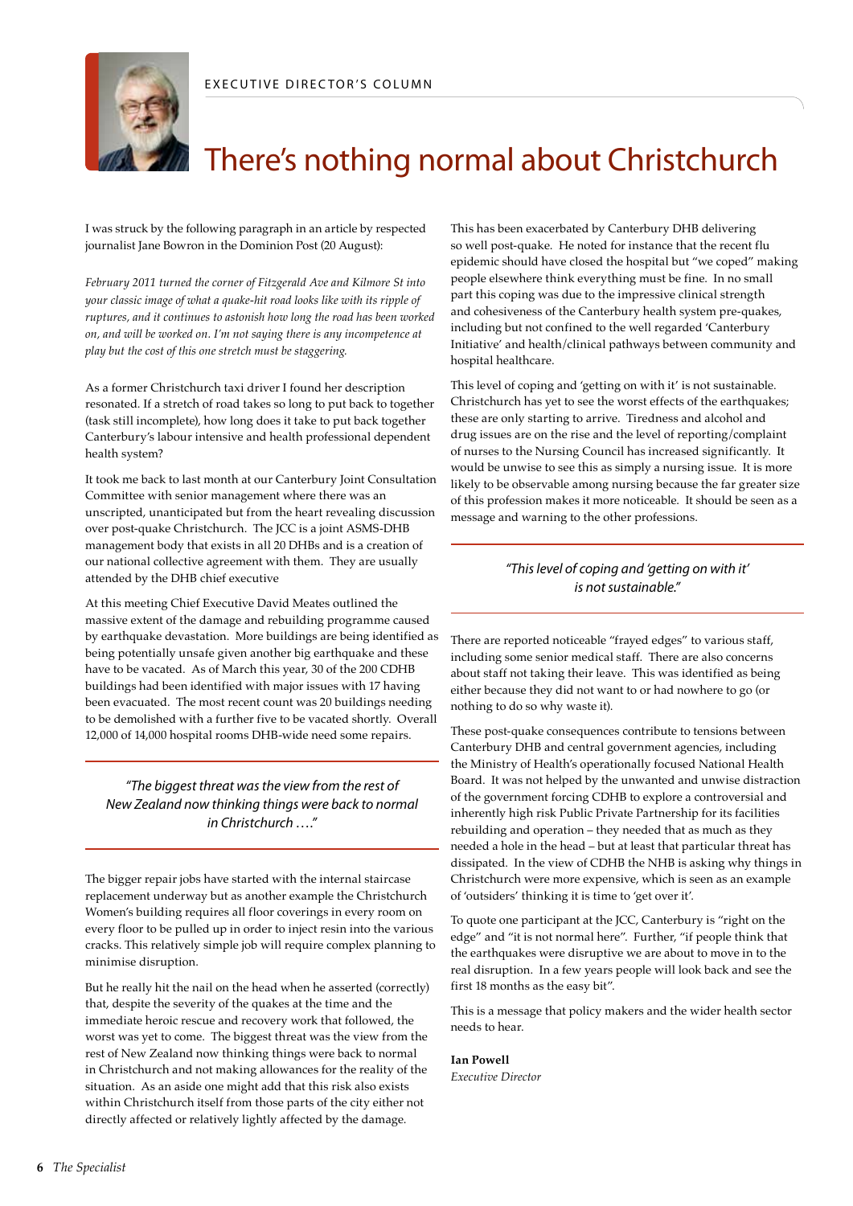EXECUTIVE DIRECTOR'S COLUMN

# There's nothing normal about Christchurch

I was struck by the following paragraph in an article by respected journalist Jane Bowron in the Dominion Post (20 August):

*February 2011 turned the corner of Fitzgerald Ave and Kilmore St into your classic image of what a quake-hit road looks like with its ripple of ruptures, and it continues to astonish how long the road has been worked on, and will be worked on. I'm not saying there is any incompetence at play but the cost of this one stretch must be staggering.*

As a former Christchurch taxi driver I found her description resonated. If a stretch of road takes so long to put back to together (task still incomplete), how long does it take to put back together Canterbury's labour intensive and health professional dependent health system?

It took me back to last month at our Canterbury Joint Consultation Committee with senior management where there was an unscripted, unanticipated but from the heart revealing discussion over post-quake Christchurch. The JCC is a joint ASMS-DHB management body that exists in all 20 DHBs and is a creation of our national collective agreement with them. They are usually attended by the DHB chief executive

At this meeting Chief Executive David Meates outlined the massive extent of the damage and rebuilding programme caused by earthquake devastation. More buildings are being identified as being potentially unsafe given another big earthquake and these have to be vacated. As of March this year, 30 of the 200 CDHB buildings had been identified with major issues with 17 having been evacuated. The most recent count was 20 buildings needing to be demolished with a further five to be vacated shortly. Overall 12,000 of 14,000 hospital rooms DHB-wide need some repairs.

> *"The biggest threat was the view from the rest of New Zealand now thinking things were back to normal in Christchurch …."*

The bigger repair jobs have started with the internal staircase replacement underway but as another example the Christchurch Women's building requires all floor coverings in every room on every floor to be pulled up in order to inject resin into the various cracks. This relatively simple job will require complex planning to minimise disruption.

But he really hit the nail on the head when he asserted (correctly) that, despite the severity of the quakes at the time and the immediate heroic rescue and recovery work that followed, the worst was yet to come. The biggest threat was the view from the rest of New Zealand now thinking things were back to normal in Christchurch and not making allowances for the reality of the situation. As an aside one might add that this risk also exists within Christchurch itself from those parts of the city either not directly affected or relatively lightly affected by the damage.

This has been exacerbated by Canterbury DHB delivering so well post-quake. He noted for instance that the recent flu epidemic should have closed the hospital but "we coped" making people elsewhere think everything must be fine. In no small part this coping was due to the impressive clinical strength and cohesiveness of the Canterbury health system pre-quakes, including but not confined to the well regarded 'Canterbury Initiative' and health/clinical pathways between community and hospital healthcare.

This level of coping and 'getting on with it' is not sustainable. Christchurch has yet to see the worst effects of the earthquakes; these are only starting to arrive. Tiredness and alcohol and drug issues are on the rise and the level of reporting/complaint of nurses to the Nursing Council has increased significantly. It would be unwise to see this as simply a nursing issue. It is more likely to be observable among nursing because the far greater size of this profession makes it more noticeable. It should be seen as a message and warning to the other professions.

> *"This level of coping and 'getting on with it' is not sustainable."*

There are reported noticeable "frayed edges" to various staff, including some senior medical staff. There are also concerns about staff not taking their leave. This was identified as being either because they did not want to or had nowhere to go (or nothing to do so why waste it).

These post-quake consequences contribute to tensions between Canterbury DHB and central government agencies, including the Ministry of Health's operationally focused National Health Board. It was not helped by the unwanted and unwise distraction of the government forcing CDHB to explore a controversial and inherently high risk Public Private Partnership for its facilities rebuilding and operation – they needed that as much as they needed a hole in the head – but at least that particular threat has dissipated. In the view of CDHB the NHB is asking why things in Christchurch were more expensive, which is seen as an example of 'outsiders' thinking it is time to 'get over it'.

To quote one participant at the JCC, Canterbury is "right on the edge" and "it is not normal here". Further, "if people think that the earthquakes were disruptive we are about to move in to the real disruption. In a few years people will look back and see the first 18 months as the easy bit".

This is a message that policy makers and the wider health sector needs to hear.

**Ian Powell**
*Executive Director*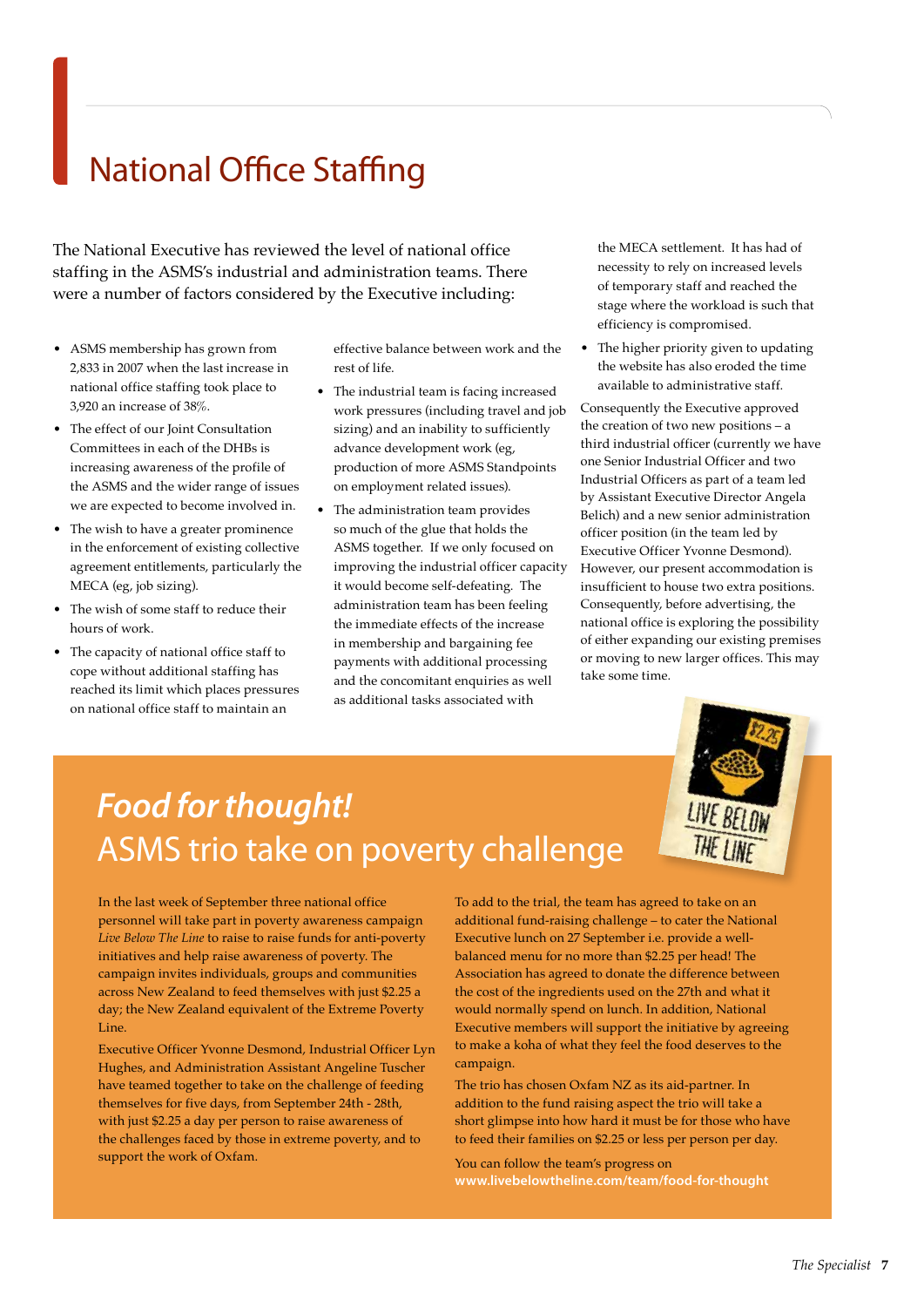# National Office Staffing

The National Executive has reviewed the level of national office staffing in the ASMS's industrial and administration teams. There were a number of factors considered by the Executive including:

- ASMS membership has grown from 2,833 in 2007 when the last increase in national office staffing took place to 3,920 an increase of 38%.
- The effect of our Joint Consultation Committees in each of the DHBs is increasing awareness of the profile of the ASMS and the wider range of issues we are expected to become involved in.
- The wish to have a greater prominence in the enforcement of existing collective agreement entitlements, particularly the MECA (eg, job sizing).
- The wish of some staff to reduce their hours of work.
- The capacity of national office staff to cope without additional staffing has reached its limit which places pressures on national office staff to maintain an effective balance between work and the rest of life.
- The industrial team is facing increased work pressures (including travel and job sizing) and an inability to sufficiently advance development work (eg, production of more ASMS Standpoints on employment related issues).
- The administration team provides so much of the glue that holds the ASMS together. If we only focused on improving the industrial officer capacity it would become self-defeating. The administration team has been feeling the immediate effects of the increase in membership and bargaining fee payments with additional processing and the concomitant enquiries as well as additional tasks associated with the MECA settlement. It has had of necessity to rely on increased levels of temporary staff and reached the stage where the workload is such that efficiency is compromised.
- The higher priority given to updating the website has also eroded the time available to administrative staff.

Consequently the Executive approved the creation of two new positions – a third industrial officer (currently we have one Senior Industrial Officer and two Industrial Officers as part of a team led by Assistant Executive Director Angela Belich) and a new senior administration officer position (in the team led by Executive Officer Yvonne Desmond). However, our present accommodation is insufficient to house two extra positions. Consequently, before advertising, the national office is exploring the possibility of either expanding our existing premises or moving to new larger offices. This may take some time.

## *Food for thought!* ASMS trio take on poverty challenge

In the last week of September three national office personnel will take part in poverty awareness campaign *Live Below The Line* to raise to raise funds for anti-poverty initiatives and help raise awareness of poverty. The campaign invites individuals, groups and communities across New Zealand to feed themselves with just $2.25 a day; the New Zealand equivalent of the Extreme Poverty Line.

Executive Officer Yvonne Desmond, Industrial Officer Lyn Hughes, and Administration Assistant Angeline Tuscher have teamed together to take on the challenge of feeding themselves for five days, from September 24th - 28th, with just $2.25 a day per person to raise awareness of the challenges faced by those in extreme poverty, and to support the work of Oxfam.

To add to the trial, the team has agreed to take on an additional fund-raising challenge – to cater the National Executive lunch on 27 September i.e. provide a well-balanced menu for no more than $2.25 per head! The Association has agreed to donate the difference between the cost of the ingredients used on the 27th and what it would normally spend on lunch. In addition, National Executive members will support the initiative by agreeing to make a koha of what they feel the food deserves to the campaign.

The trio has chosen Oxfam NZ as its aid-partner. In addition to the fund raising aspect the trio will take a short glimpse into how hard it must be for those who have to feed their families on $2.25 or less per person per day.

You can follow the team's progress on **www.livebelowtheline.com/team/food-for-thought**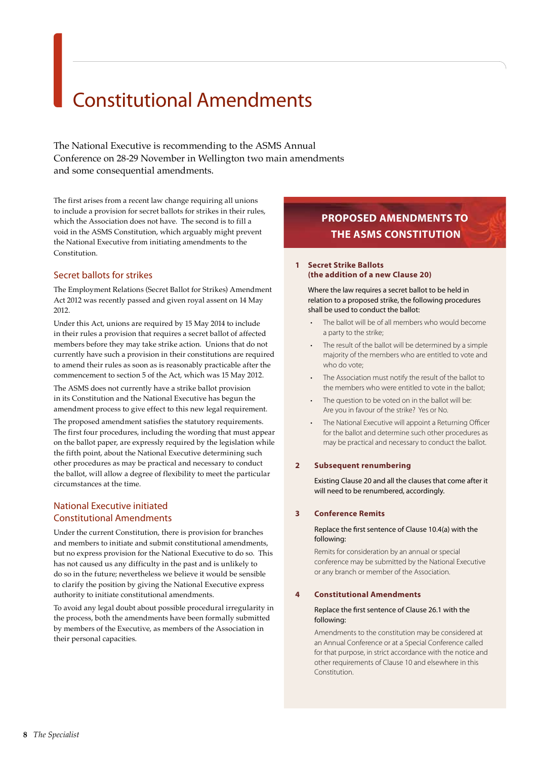# Constitutional Amendments

The National Executive is recommending to the ASMS Annual Conference on 28-29 November in Wellington two main amendments and some consequential amendments.

The first arises from a recent law change requiring all unions to include a provision for secret ballots for strikes in their rules, which the Association does not have. The second is to fill a void in the ASMS Constitution, which arguably might prevent the National Executive from initiating amendments to the Constitution.

## Secret ballots for strikes

The Employment Relations (Secret Ballot for Strikes) Amendment Act 2012 was recently passed and given royal assent on 14 May 2012.

Under this Act, unions are required by 15 May 2014 to include in their rules a provision that requires a secret ballot of affected members before they may take strike action. Unions that do not currently have such a provision in their constitutions are required to amend their rules as soon as is reasonably practicable after the commencement to section 5 of the Act, which was 15 May 2012.

The ASMS does not currently have a strike ballot provision in its Constitution and the National Executive has begun the amendment process to give effect to this new legal requirement.

The proposed amendment satisfies the statutory requirements. The first four procedures, including the wording that must appear on the ballot paper, are expressly required by the legislation while the fifth point, about the National Executive determining such other procedures as may be practical and necessary to conduct the ballot, will allow a degree of flexibility to meet the particular circumstances at the time.

## National Executive initiated Constitutional Amendments

Under the current Constitution, there is provision for branches and members to initiate and submit constitutional amendments, but no express provision for the National Executive to do so. This has not caused us any difficulty in the past and is unlikely to do so in the future; nevertheless we believe it would be sensible to clarify the position by giving the National Executive express authority to initiate constitutional amendments.

To avoid any legal doubt about possible procedural irregularity in the process, both the amendments have been formally submitted by members of the Executive, as members of the Association in their personal capacities.

## PROPOSED AMENDMENTS TO THE ASMS CONSTITUTION

**1 Secret Strike Ballots (the addition of a new Clause 20)**

Where the law requires a secret ballot to be held in relation to a proposed strike, the following procedures shall be used to conduct the ballot:

- The ballot will be of all members who would become a party to the strike;
- The result of the ballot will be determined by a simple majority of the members who are entitled to vote and who do vote;
- The Association must notify the result of the ballot to the members who were entitled to vote in the ballot;
- The question to be voted on in the ballot will be: Are you in favour of the strike? Yes or No.
- The National Executive will appoint a Returning Officer for the ballot and determine such other procedures as may be practical and necessary to conduct the ballot.

**2 Subsequent renumbering**

Existing Clause 20 and all the clauses that come after it will need to be renumbered, accordingly.

**3 Conference Remits**

Replace the first sentence of Clause 10.4(a) with the following:

Remits for consideration by an annual or special conference may be submitted by the National Executive or any branch or member of the Association.

**4 Constitutional Amendments**

Replace the first sentence of Clause 26.1 with the following:

Amendments to the constitution may be considered at an Annual Conference or at a Special Conference called for that purpose, in strict accordance with the notice and other requirements of Clause 10 and elsewhere in this Constitution.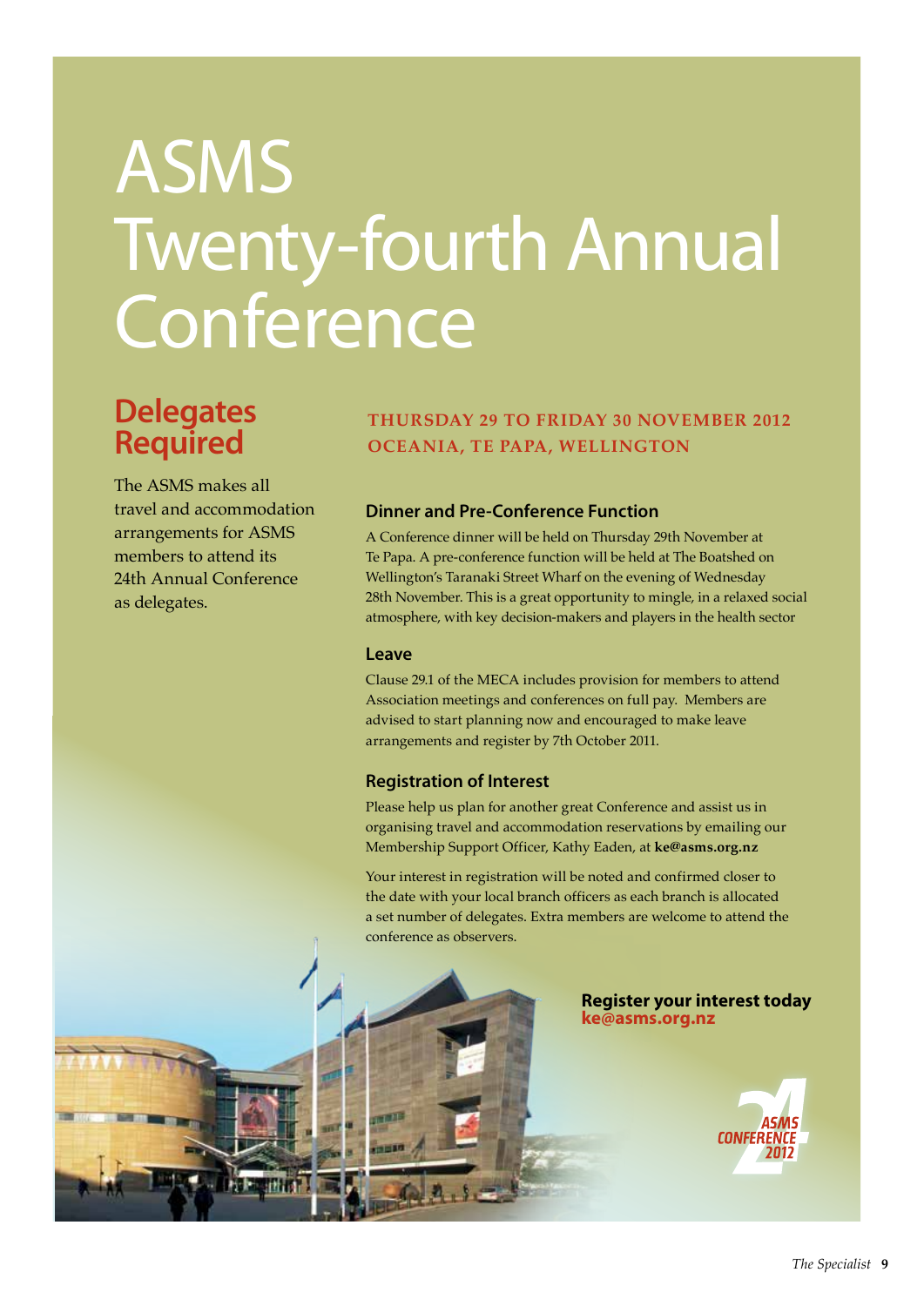# ASMS Twenty-fourth Annual Conference

## Delegates Required

The ASMS makes all travel and accommodation arrangements for ASMS members to attend its 24th Annual Conference as delegates.

**THURSDAY 29 TO FRIDAY 30 NOVEMBER 2012**
**OCEANIA, TE PAPA, WELLINGTON**

### Dinner and Pre-Conference Function

A Conference dinner will be held on Thursday 29th November at Te Papa. A pre-conference function will be held at The Boatshed on Wellington's Taranaki Street Wharf on the evening of Wednesday 28th November. This is a great opportunity to mingle, in a relaxed social atmosphere, with key decision-makers and players in the health sector

### Leave

Clause 29.1 of the MECA includes provision for members to attend Association meetings and conferences on full pay. Members are advised to start planning now and encouraged to make leave arrangements and register by 7th October 2011.

### Registration of Interest

Please help us plan for another great Conference and assist us in organising travel and accommodation reservations by emailing our Membership Support Officer, Kathy Eaden, at **ke@asms.org.nz**

Your interest in registration will be noted and confirmed closer to the date with your local branch officers as each branch is allocated a set number of delegates. Extra members are welcome to attend the conference as observers.

**Register your interest today**
**ke@asms.org.nz**

24 ASMS CONFERENCE 2012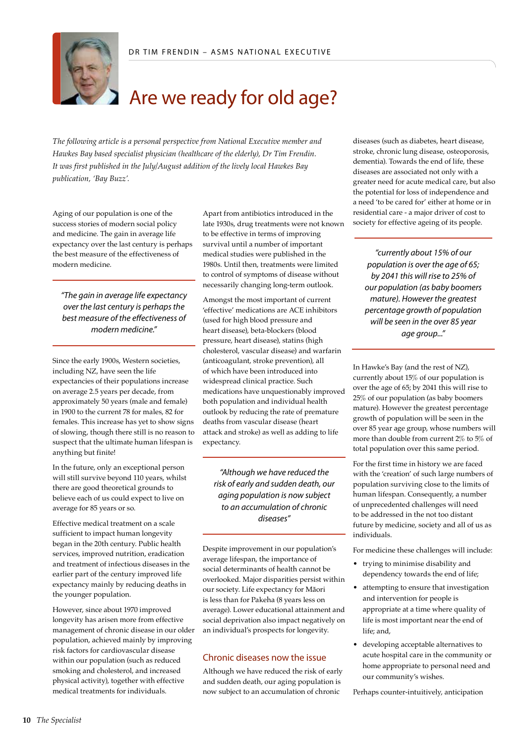DR TIM FRENDIN – ASMS NATIONAL EXECUTIVE

# Are we ready for old age?

*The following article is a personal perspective from National Executive member and Hawkes Bay based specialist physician (healthcare of the elderly), Dr Tim Frendin. It was first published in the July/August addition of the lively local Hawkes Bay publication, 'Bay Buzz'.*

Aging of our population is one of the success stories of modern social policy and medicine. The gain in average life expectancy over the last century is perhaps the best measure of the effectiveness of modern medicine.

> *"The gain in average life expectancy over the last century is perhaps the best measure of the effectiveness of modern medicine."*

Since the early 1900s, Western societies, including NZ, have seen the life expectancies of their populations increase on average 2.5 years per decade, from approximately 50 years (male and female) in 1900 to the current 78 for males, 82 for females. This increase has yet to show signs of slowing, though there still is no reason to suspect that the ultimate human lifespan is anything but finite!

In the future, only an exceptional person will still survive beyond 110 years, whilst there are good theoretical grounds to believe each of us could expect to live on average for 85 years or so.

Effective medical treatment on a scale sufficient to impact human longevity began in the 20th century. Public health services, improved nutrition, eradication and treatment of infectious diseases in the earlier part of the century improved life expectancy mainly by reducing deaths in the younger population.

However, since about 1970 improved longevity has arisen more from effective management of chronic disease in our older population, achieved mainly by improving risk factors for cardiovascular disease within our population (such as reduced smoking and cholesterol, and increased physical activity), together with effective medical treatments for individuals.

Apart from antibiotics introduced in the late 1930s, drug treatments were not known to be effective in terms of improving survival until a number of important medical studies were published in the 1980s. Until then, treatments were limited to control of symptoms of disease without necessarily changing long-term outlook.

Amongst the most important of current 'effective' medications are ACE inhibitors (used for high blood pressure and heart disease), beta-blockers (blood pressure, heart disease), statins (high cholesterol, vascular disease) and warfarin (anticoagulant, stroke prevention), all of which have been introduced into widespread clinical practice. Such medications have unquestionably improved both population and individual health outlook by reducing the rate of premature deaths from vascular disease (heart attack and stroke) as well as adding to life expectancy.

> *"Although we have reduced the risk of early and sudden death, our aging population is now subject to an accumulation of chronic diseases"*

Despite improvement in our population's average lifespan, the importance of social determinants of health cannot be overlooked. Major disparities persist within our society. Life expectancy for Māori is less than for Pakeha (8 years less on average). Lower educational attainment and social deprivation also impact negatively on an individual's prospects for longevity.

## Chronic diseases now the issue

Although we have reduced the risk of early and sudden death, our aging population is now subject to an accumulation of chronic diseases (such as diabetes, heart disease, stroke, chronic lung disease, osteoporosis, dementia). Towards the end of life, these diseases are associated not only with a greater need for acute medical care, but also the potential for loss of independence and a need 'to be cared for' either at home or in residential care - a major driver of cost to society for effective ageing of its people.

> *"currently about 15% of our population is over the age of 65; by 2041 this will rise to 25% of our population (as baby boomers mature). However the greatest percentage growth of population will be seen in the over 85 year age group..."*

In Hawke's Bay (and the rest of NZ), currently about 15% of our population is over the age of 65; by 2041 this will rise to 25% of our population (as baby boomers mature). However the greatest percentage growth of population will be seen in the over 85 year age group, whose numbers will more than double from current 2% to 5% of total population over this same period.

For the first time in history we are faced with the 'creation' of such large numbers of population surviving close to the limits of human lifespan. Consequently, a number of unprecedented challenges will need to be addressed in the not too distant future by medicine, society and all of us as individuals.

For medicine these challenges will include:

- trying to minimise disability and dependency towards the end of life;
- attempting to ensure that investigation and intervention for people is appropriate at a time where quality of life is most important near the end of life; and,
- developing acceptable alternatives to acute hospital care in the community or home appropriate to personal need and our community's wishes.

Perhaps counter-intuitively, anticipation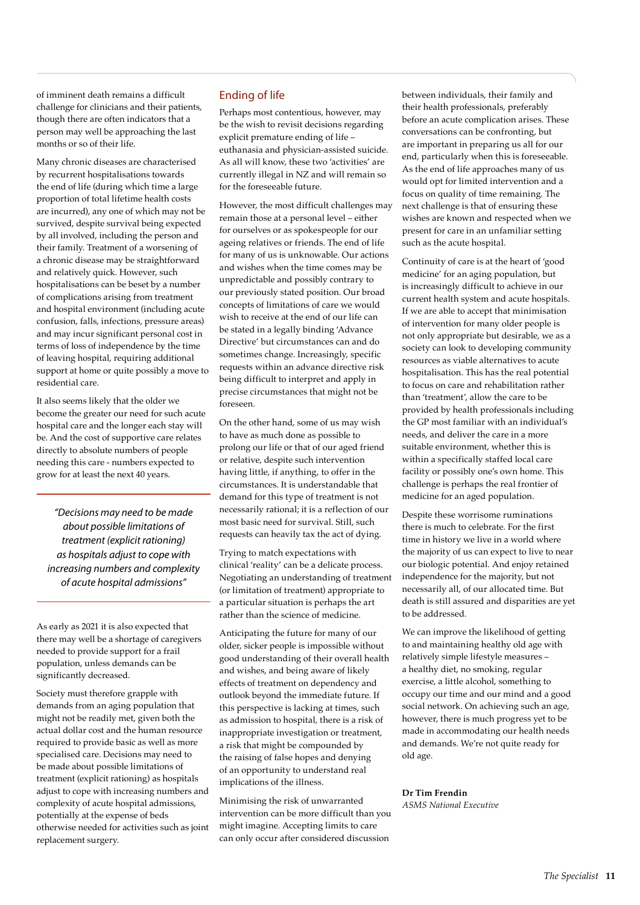of imminent death remains a difficult challenge for clinicians and their patients, though there are often indicators that a person may well be approaching the last months or so of their life.

Many chronic diseases are characterised by recurrent hospitalisations towards the end of life (during which time a large proportion of total lifetime health costs are incurred), any one of which may not be survived, despite survival being expected by all involved, including the person and their family. Treatment of a worsening of a chronic disease may be straightforward and relatively quick. However, such hospitalisations can be beset by a number of complications arising from treatment and hospital environment (including acute confusion, falls, infections, pressure areas) and may incur significant personal cost in terms of loss of independence by the time of leaving hospital, requiring additional support at home or quite possibly a move to residential care.

It also seems likely that the older we become the greater our need for such acute hospital care and the longer each stay will be. And the cost of supportive care relates directly to absolute numbers of people needing this care - numbers expected to grow for at least the next 40 years.

> *"Decisions may need to be made about possible limitations of treatment (explicit rationing) as hospitals adjust to cope with increasing numbers and complexity of acute hospital admissions"*

As early as 2021 it is also expected that there may well be a shortage of caregivers needed to provide support for a frail population, unless demands can be significantly decreased.

Society must therefore grapple with demands from an aging population that might not be readily met, given both the actual dollar cost and the human resource required to provide basic as well as more specialised care. Decisions may need to be made about possible limitations of treatment (explicit rationing) as hospitals adjust to cope with increasing numbers and complexity of acute hospital admissions, potentially at the expense of beds otherwise needed for activities such as joint replacement surgery.

## Ending of life

Perhaps most contentious, however, may be the wish to revisit decisions regarding explicit premature ending of life – euthanasia and physician-assisted suicide. As all will know, these two 'activities' are currently illegal in NZ and will remain so for the foreseeable future.

However, the most difficult challenges may remain those at a personal level – either for ourselves or as spokespeople for our ageing relatives or friends. The end of life for many of us is unknowable. Our actions and wishes when the time comes may be unpredictable and possibly contrary to our previously stated position. Our broad concepts of limitations of care we would wish to receive at the end of our life can be stated in a legally binding 'Advance Directive' but circumstances can and do sometimes change. Increasingly, specific requests within an advance directive risk being difficult to interpret and apply in precise circumstances that might not be foreseen.

On the other hand, some of us may wish to have as much done as possible to prolong our life or that of our aged friend or relative, despite such intervention having little, if anything, to offer in the circumstances. It is understandable that demand for this type of treatment is not necessarily rational; it is a reflection of our most basic need for survival. Still, such requests can heavily tax the act of dying.

Trying to match expectations with clinical 'reality' can be a delicate process. Negotiating an understanding of treatment (or limitation of treatment) appropriate to a particular situation is perhaps the art rather than the science of medicine.

Anticipating the future for many of our older, sicker people is impossible without good understanding of their overall health and wishes, and being aware of likely effects of treatment on dependency and outlook beyond the immediate future. If this perspective is lacking at times, such as admission to hospital, there is a risk of inappropriate investigation or treatment, a risk that might be compounded by the raising of false hopes and denying of an opportunity to understand real implications of the illness.

Minimising the risk of unwarranted intervention can be more difficult than you might imagine. Accepting limits to care can only occur after considered discussion between individuals, their family and their health professionals, preferably before an acute complication arises. These conversations can be confronting, but are important in preparing us all for our end, particularly when this is foreseeable. As the end of life approaches many of us would opt for limited intervention and a focus on quality of time remaining. The next challenge is that of ensuring these wishes are known and respected when we present for care in an unfamiliar setting such as the acute hospital.

Continuity of care is at the heart of 'good medicine' for an aging population, but is increasingly difficult to achieve in our current health system and acute hospitals. If we are able to accept that minimisation of intervention for many older people is not only appropriate but desirable, we as a society can look to developing community resources as viable alternatives to acute hospitalisation. This has the real potential to focus on care and rehabilitation rather than 'treatment', allow the care to be provided by health professionals including the GP most familiar with an individual's needs, and deliver the care in a more suitable environment, whether this is within a specifically staffed local care facility or possibly one's own home. This challenge is perhaps the real frontier of medicine for an aged population.

Despite these worrisome ruminations there is much to celebrate. For the first time in history we live in a world where the majority of us can expect to live to near our biologic potential. And enjoy retained independence for the majority, but not necessarily all, of our allocated time. But death is still assured and disparities are yet to be addressed.

We can improve the likelihood of getting to and maintaining healthy old age with relatively simple lifestyle measures – a healthy diet, no smoking, regular exercise, a little alcohol, something to occupy our time and our mind and a good social network. On achieving such an age, however, there is much progress yet to be made in accommodating our health needs and demands. We're not quite ready for old age.

**Dr Tim Frendin**
*ASMS National Executive*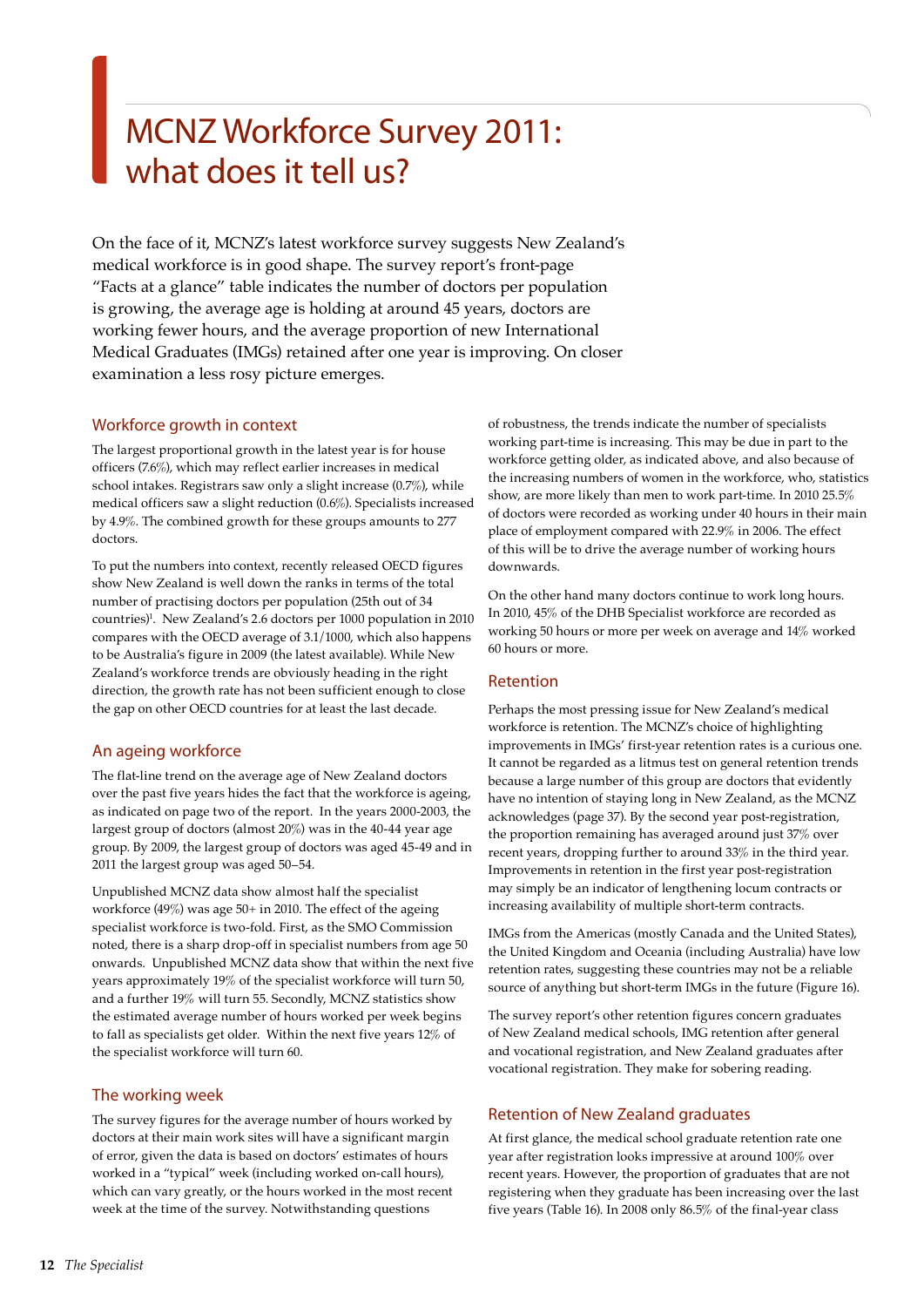# MCNZ Workforce Survey 2011: what does it tell us?

On the face of it, MCNZ's latest workforce survey suggests New Zealand's medical workforce is in good shape. The survey report's front-page "Facts at a glance" table indicates the number of doctors per population is growing, the average age is holding at around 45 years, doctors are working fewer hours, and the average proportion of new International Medical Graduates (IMGs) retained after one year is improving. On closer examination a less rosy picture emerges.

## Workforce growth in context

The largest proportional growth in the latest year is for house officers (7.6%), which may reflect earlier increases in medical school intakes. Registrars saw only a slight increase (0.7%), while medical officers saw a slight reduction (0.6%). Specialists increased by 4.9%. The combined growth for these groups amounts to 277 doctors.

To put the numbers into context, recently released OECD figures show New Zealand is well down the ranks in terms of the total number of practising doctors per population (25th out of 34 countries)[1]. New Zealand's 2.6 doctors per 1000 population in 2010 compares with the OECD average of 3.1/1000, which also happens to be Australia's figure in 2009 (the latest available). While New Zealand's workforce trends are obviously heading in the right direction, the growth rate has not been sufficient enough to close the gap on other OECD countries for at least the last decade.

## An ageing workforce

The flat-line trend on the average age of New Zealand doctors over the past five years hides the fact that the workforce is ageing, as indicated on page two of the report. In the years 2000-2003, the largest group of doctors (almost 20%) was in the 40-44 year age group. By 2009, the largest group of doctors was aged 45-49 and in 2011 the largest group was aged 50–54.

Unpublished MCNZ data show almost half the specialist workforce (49%) was age 50+ in 2010. The effect of the ageing specialist workforce is two-fold. First, as the SMO Commission noted, there is a sharp drop-off in specialist numbers from age 50 onwards. Unpublished MCNZ data show that within the next five years approximately 19% of the specialist workforce will turn 50, and a further 19% will turn 55. Secondly, MCNZ statistics show the estimated average number of hours worked per week begins to fall as specialists get older. Within the next five years 12% of the specialist workforce will turn 60.

## The working week

The survey figures for the average number of hours worked by doctors at their main work sites will have a significant margin of error, given the data is based on doctors' estimates of hours worked in a "typical" week (including worked on-call hours), which can vary greatly, or the hours worked in the most recent week at the time of the survey. Notwithstanding questions of robustness, the trends indicate the number of specialists working part-time is increasing. This may be due in part to the workforce getting older, as indicated above, and also because of the increasing numbers of women in the workforce, who, statistics show, are more likely than men to work part-time. In 2010 25.5% of doctors were recorded as working under 40 hours in their main place of employment compared with 22.9% in 2006. The effect of this will be to drive the average number of working hours downwards.

On the other hand many doctors continue to work long hours. In 2010, 45% of the DHB Specialist workforce are recorded as working 50 hours or more per week on average and 14% worked 60 hours or more.

## Retention

Perhaps the most pressing issue for New Zealand's medical workforce is retention. The MCNZ's choice of highlighting improvements in IMGs' first-year retention rates is a curious one. It cannot be regarded as a litmus test on general retention trends because a large number of this group are doctors that evidently have no intention of staying long in New Zealand, as the MCNZ acknowledges (page 37). By the second year post-registration, the proportion remaining has averaged around just 37% over recent years, dropping further to around 33% in the third year. Improvements in retention in the first year post-registration may simply be an indicator of lengthening locum contracts or increasing availability of multiple short-term contracts.

IMGs from the Americas (mostly Canada and the United States), the United Kingdom and Oceania (including Australia) have low retention rates, suggesting these countries may not be a reliable source of anything but short-term IMGs in the future (Figure 16).

The survey report's other retention figures concern graduates of New Zealand medical schools, IMG retention after general and vocational registration, and New Zealand graduates after vocational registration. They make for sobering reading.

## Retention of New Zealand graduates

At first glance, the medical school graduate retention rate one year after registration looks impressive at around 100% over recent years. However, the proportion of graduates that are not registering when they graduate has been increasing over the last five years (Table 16). In 2008 only 86.5% of the final-year class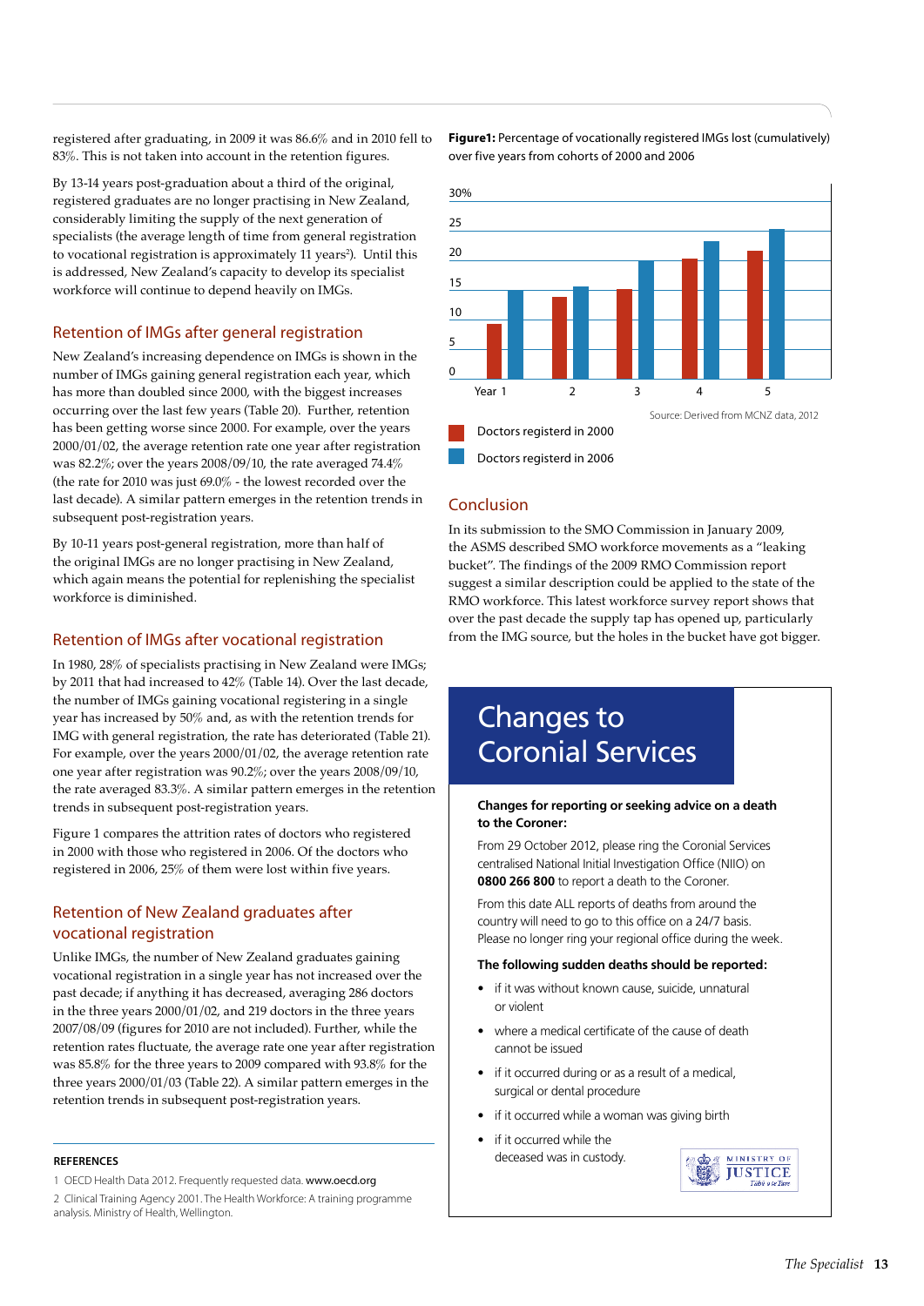registered after graduating, in 2009 it was 86.6% and in 2010 fell to 83%. This is not taken into account in the retention figures.

By 13-14 years post-graduation about a third of the original, registered graduates are no longer practising in New Zealand, considerably limiting the supply of the next generation of specialists (the average length of time from general registration to vocational registration is approximately 11 years[2]). Until this is addressed, New Zealand's capacity to develop its specialist workforce will continue to depend heavily on IMGs.

## Retention of IMGs after general registration

New Zealand's increasing dependence on IMGs is shown in the number of IMGs gaining general registration each year, which has more than doubled since 2000, with the biggest increases occurring over the last few years (Table 20). Further, retention has been getting worse since 2000. For example, over the years 2000/01/02, the average retention rate one year after registration was 82.2%; over the years 2008/09/10, the rate averaged 74.4% (the rate for 2010 was just 69.0% - the lowest recorded over the last decade). A similar pattern emerges in the retention trends in subsequent post-registration years.

By 10-11 years post-general registration, more than half of the original IMGs are no longer practising in New Zealand, which again means the potential for replenishing the specialist workforce is diminished.

## Retention of IMGs after vocational registration

In 1980, 28% of specialists practising in New Zealand were IMGs; by 2011 that had increased to 42% (Table 14). Over the last decade, the number of IMGs gaining vocational registering in a single year has increased by 50% and, as with the retention trends for IMG with general registration, the rate has deteriorated (Table 21). For example, over the years 2000/01/02, the average retention rate one year after registration was 90.2%; over the years 2008/09/10, the rate averaged 83.3%. A similar pattern emerges in the retention trends in subsequent post-registration years.

Figure 1 compares the attrition rates of doctors who registered in 2000 with those who registered in 2006. Of the doctors who registered in 2006, 25% of them were lost within five years.

## Retention of New Zealand graduates after vocational registration

Unlike IMGs, the number of New Zealand graduates gaining vocational registration in a single year has not increased over the past decade; if anything it has decreased, averaging 286 doctors in the three years 2000/01/02, and 219 doctors in the three years 2007/08/09 (figures for 2010 are not included). Further, while the retention rates fluctuate, the average rate one year after registration was 85.8% for the three years to 2009 compared with 93.8% for the three years 2000/01/03 (Table 22). A similar pattern emerges in the retention trends in subsequent post-registration years.

**Figure1:** Percentage of vocationally registered IMGs lost (cumulatively) over five years from cohorts of 2000 and 2006

Source: Derived from MCNZ data, 2012

Doctors registerd in 2000

Doctors registerd in 2006

## Conclusion

In its submission to the SMO Commission in January 2009, the ASMS described SMO workforce movements as a "leaking bucket". The findings of the 2009 RMO Commission report suggest a similar description could be applied to the state of the RMO workforce. This latest workforce survey report shows that over the past decade the supply tap has opened up, particularly from the IMG source, but the holes in the bucket have got bigger.

### REFERENCES

1 OECD Health Data 2012. Frequently requested data. www.oecd.org

2 Clinical Training Agency 2001. The Health Workforce: A training programme analysis. Ministry of Health, Wellington.

# Changes to Coronial Services

**Changes for reporting or seeking advice on a death to the Coroner:**

From 29 October 2012, please ring the Coronial Services centralised National Initial Investigation Office (NIIO) on **0800 266 800** to report a death to the Coroner.

From this date ALL reports of deaths from around the country will need to go to this office on a 24/7 basis. Please no longer ring your regional office during the week.

**The following sudden deaths should be reported:**

- if it was without known cause, suicide, unnatural or violent
- where a medical certificate of the cause of death cannot be issued
- if it occurred during or as a result of a medical, surgical or dental procedure
- if it occurred while a woman was giving birth
- if it occurred while the deceased was in custody.

MINISTRY OF JUSTICE Tāhū o te Ture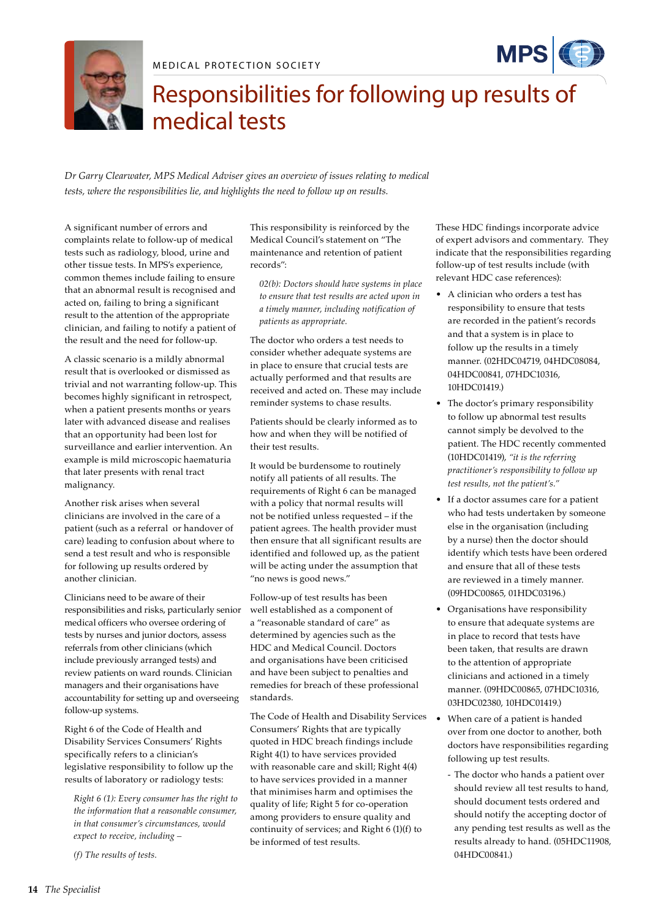MEDICAL PROTECTION SOCIETY

# Responsibilities for following up results of medical tests

*Dr Garry Clearwater, MPS Medical Adviser gives an overview of issues relating to medical tests, where the responsibilities lie, and highlights the need to follow up on results.*

A significant number of errors and complaints relate to follow-up of medical tests such as radiology, blood, urine and other tissue tests. In MPS's experience, common themes include failing to ensure that an abnormal result is recognised and acted on, failing to bring a significant result to the attention of the appropriate clinician, and failing to notify a patient of the result and the need for follow-up.

A classic scenario is a mildly abnormal result that is overlooked or dismissed as trivial and not warranting follow-up. This becomes highly significant in retrospect, when a patient presents months or years later with advanced disease and realises that an opportunity had been lost for surveillance and earlier intervention. An example is mild microscopic haematuria that later presents with renal tract malignancy.

Another risk arises when several clinicians are involved in the care of a patient (such as a referral or handover of care) leading to confusion about where to send a test result and who is responsible for following up results ordered by another clinician.

Clinicians need to be aware of their responsibilities and risks, particularly senior medical officers who oversee ordering of tests by nurses and junior doctors, assess referrals from other clinicians (which include previously arranged tests) and review patients on ward rounds. Clinician managers and their organisations have accountability for setting up and overseeing follow-up systems.

Right 6 of the Code of Health and Disability Services Consumers' Rights specifically refers to a clinician's legislative responsibility to follow up the results of laboratory or radiology tests:

> *Right 6 (1): Every consumer has the right to the information that a reasonable consumer, in that consumer's circumstances, would expect to receive, including –*
>
> *(f) The results of tests.*

This responsibility is reinforced by the Medical Council's statement on "The maintenance and retention of patient records":

> *02(b): Doctors should have systems in place to ensure that test results are acted upon in a timely manner, including notification of patients as appropriate.*

The doctor who orders a test needs to consider whether adequate systems are in place to ensure that crucial tests are actually performed and that results are received and acted on. These may include reminder systems to chase results.

Patients should be clearly informed as to how and when they will be notified of their test results.

It would be burdensome to routinely notify all patients of all results. The requirements of Right 6 can be managed with a policy that normal results will not be notified unless requested – if the patient agrees. The health provider must then ensure that all significant results are identified and followed up, as the patient will be acting under the assumption that "no news is good news."

Follow-up of test results has been well established as a component of a "reasonable standard of care" as determined by agencies such as the HDC and Medical Council. Doctors and organisations have been criticised and have been subject to penalties and remedies for breach of these professional standards.

The Code of Health and Disability Services Consumers' Rights that are typically quoted in HDC breach findings include Right 4(1) to have services provided with reasonable care and skill; Right 4(4) to have services provided in a manner that minimises harm and optimises the quality of life; Right 5 for co-operation among providers to ensure quality and continuity of services; and Right 6 (1)(f) to be informed of test results.

These HDC findings incorporate advice of expert advisors and commentary. They indicate that the responsibilities regarding follow-up of test results include (with relevant HDC case references):

- A clinician who orders a test has responsibility to ensure that tests are recorded in the patient's records and that a system is in place to follow up the results in a timely manner. (02HDC04719, 04HDC08084, 04HDC00841, 07HDC10316, 10HDC01419.)
- The doctor's primary responsibility to follow up abnormal test results cannot simply be devolved to the patient. The HDC recently commented (10HDC01419), *"it is the referring practitioner's responsibility to follow up test results, not the patient's."*
- If a doctor assumes care for a patient who had tests undertaken by someone else in the organisation (including by a nurse) then the doctor should identify which tests have been ordered and ensure that all of these tests are reviewed in a timely manner. (09HDC00865, 01HDC03196.)
- Organisations have responsibility to ensure that adequate systems are in place to record that tests have been taken, that results are drawn to the attention of appropriate clinicians and actioned in a timely manner. (09HDC00865, 07HDC10316, 03HDC02380, 10HDC01419.)
- When care of a patient is handed over from one doctor to another, both doctors have responsibilities regarding following up test results.
  - The doctor who hands a patient over should review all test results to hand, should document tests ordered and should notify the accepting doctor of any pending test results as well as the results already to hand. (05HDC11908, 04HDC00841.)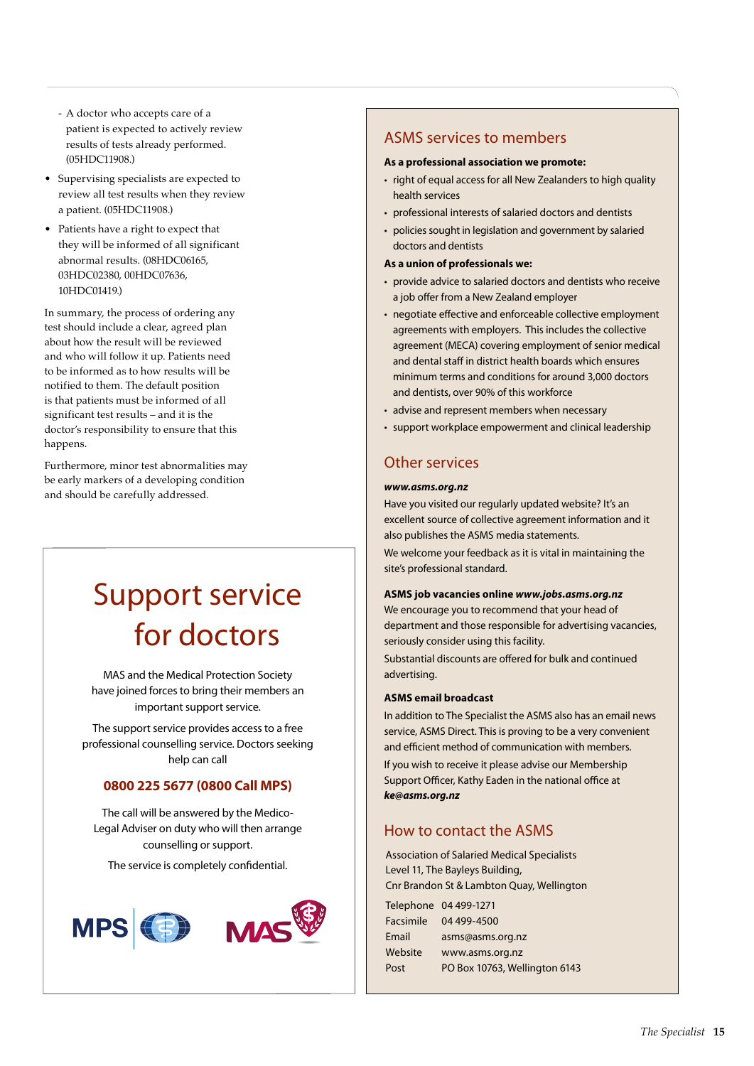- A doctor who accepts care of a patient is expected to actively review results of tests already performed. (05HDC11908.)

- Supervising specialists are expected to review all test results when they review a patient. (05HDC11908.)
- Patients have a right to expect that they will be informed of all significant abnormal results. (08HDC06165, 03HDC02380, 00HDC07636, 10HDC01419.)

In summary, the process of ordering any test should include a clear, agreed plan about how the result will be reviewed and who will follow it up. Patients need to be informed as to how results will be notified to them. The default position is that patients must be informed of all significant test results – and it is the doctor's responsibility to ensure that this happens.

Furthermore, minor test abnormalities may be early markers of a developing condition and should be carefully addressed.

# Support service for doctors

MAS and the Medical Protection Society have joined forces to bring their members an important support service.

The support service provides access to a free professional counselling service. Doctors seeking help can call

**0800 225 5677 (0800 Call MPS)**

The call will be answered by the Medico-Legal Adviser on duty who will then arrange counselling or support.

The service is completely confidential.

MPS MAS

## ASMS services to members

**As a professional association we promote:**

- right of equal access for all New Zealanders to high quality health services
- professional interests of salaried doctors and dentists
- policies sought in legislation and government by salaried doctors and dentists

**As a union of professionals we:**

- provide advice to salaried doctors and dentists who receive a job offer from a New Zealand employer
- negotiate effective and enforceable collective employment agreements with employers. This includes the collective agreement (MECA) covering employment of senior medical and dental staff in district health boards which ensures minimum terms and conditions for around 3,000 doctors and dentists, over 90% of this workforce
- advise and represent members when necessary
- support workplace empowerment and clinical leadership

## Other services

***www.asms.org.nz***

Have you visited our regularly updated website? It's an excellent source of collective agreement information and it also publishes the ASMS media statements.

We welcome your feedback as it is vital in maintaining the site's professional standard.

**ASMS job vacancies online *www.jobs.asms.org.nz***

We encourage you to recommend that your head of department and those responsible for advertising vacancies, seriously consider using this facility.

Substantial discounts are offered for bulk and continued advertising.

**ASMS email broadcast**

In addition to The Specialist the ASMS also has an email news service, ASMS Direct. This is proving to be a very convenient and efficient method of communication with members.

If you wish to receive it please advise our Membership Support Officer, Kathy Eaden in the national office at ***ke@asms.org.nz***

## How to contact the ASMS

Association of Salaried Medical Specialists
Level 11, The Bayleys Building,
Cnr Brandon St & Lambton Quay, Wellington

| | |
|---|---|
| Telephone | 04 499-1271 |
| Facsimile | 04 499-4500 |
| Email | asms@asms.org.nz |
| Website | www.asms.org.nz |
| Post | PO Box 10763, Wellington 6143 |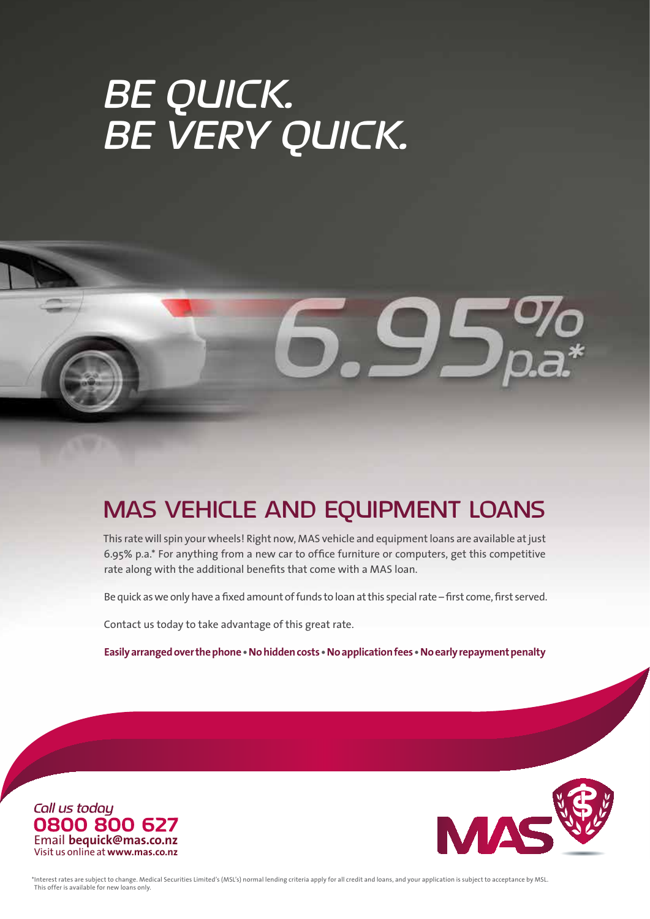# BE QUICK.
# BE VERY QUICK.

6.95% p.a.*

## MAS VEHICLE AND EQUIPMENT LOANS

This rate will spin your wheels! Right now, MAS vehicle and equipment loans are available at just 6.95% p.a.* For anything from a new car to office furniture or computers, get this competitive rate along with the additional benefits that come with a MAS loan.

Be quick as we only have a fixed amount of funds to loan at this special rate – first come, first served.

Contact us today to take advantage of this great rate.

**Easily arranged over the phone • No hidden costs • No application fees • No early repayment penalty**

*Call us today*
**0800 800 627**
Email **bequick@mas.co.nz**
Visit us online at **www.mas.co.nz**

MAS

*Interest rates are subject to change. Medical Securities Limited's (MSL's) normal lending criteria apply for all credit and loans, and your application is subject to acceptance by MSL. This offer is available for new loans only.